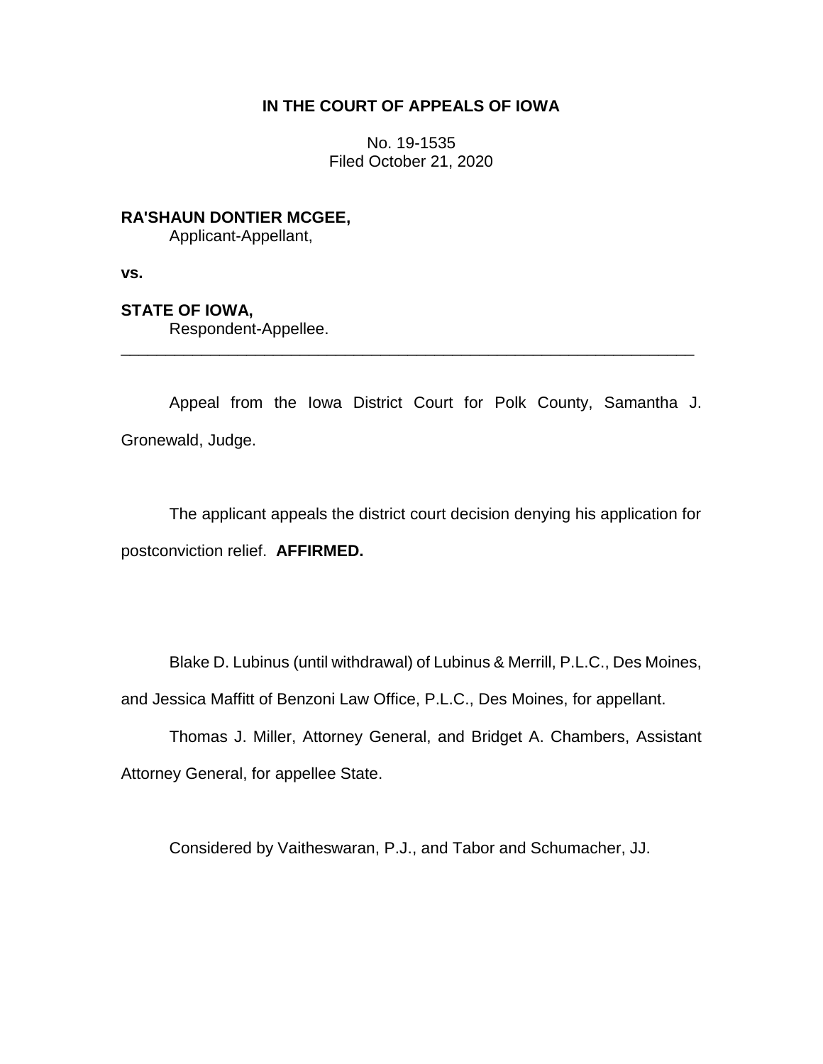**IN THE COURT OF APPEALS OF IOWA**

No. 19-1535
Filed October 21, 2020

**RA'SHAUN DONTIER MCGEE,**
Applicant-Appellant,

**vs.**

**STATE OF IOWA,**
Respondent-Appellee.

---

Appeal from the Iowa District Court for Polk County, Samantha J. Gronewald, Judge.

The applicant appeals the district court decision denying his application for postconviction relief. **AFFIRMED.**

Blake D. Lubinus (until withdrawal) of Lubinus & Merrill, P.L.C., Des Moines, and Jessica Maffitt of Benzoni Law Office, P.L.C., Des Moines, for appellant.

Thomas J. Miller, Attorney General, and Bridget A. Chambers, Assistant Attorney General, for appellee State.

Considered by Vaitheswaran, P.J., and Tabor and Schumacher, JJ.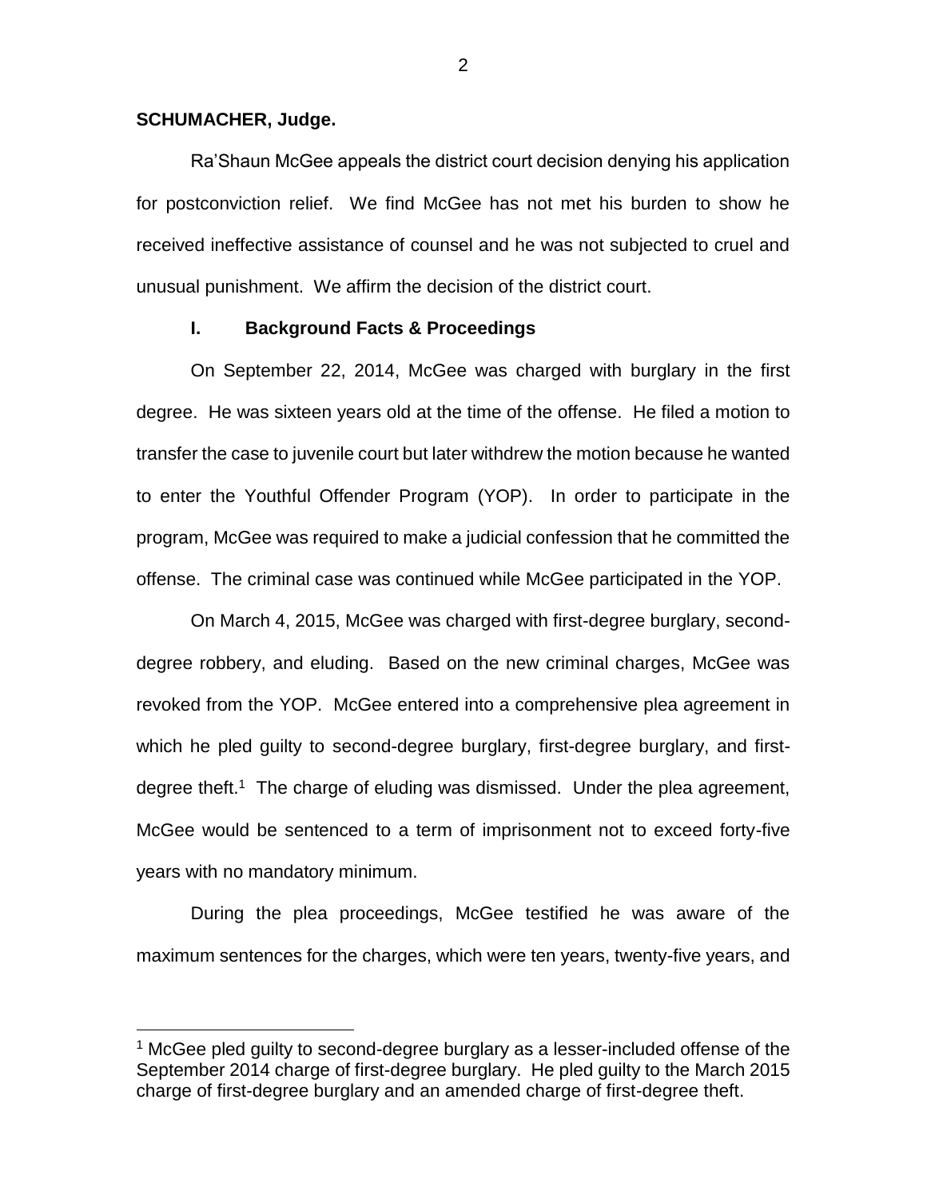**SCHUMACHER, Judge.**

Ra'Shaun McGee appeals the district court decision denying his application for postconviction relief. We find McGee has not met his burden to show he received ineffective assistance of counsel and he was not subjected to cruel and unusual punishment. We affirm the decision of the district court.

## I. Background Facts & Proceedings

On September 22, 2014, McGee was charged with burglary in the first degree. He was sixteen years old at the time of the offense. He filed a motion to transfer the case to juvenile court but later withdrew the motion because he wanted to enter the Youthful Offender Program (YOP). In order to participate in the program, McGee was required to make a judicial confession that he committed the offense. The criminal case was continued while McGee participated in the YOP.

On March 4, 2015, McGee was charged with first-degree burglary, second-degree robbery, and eluding. Based on the new criminal charges, McGee was revoked from the YOP. McGee entered into a comprehensive plea agreement in which he pled guilty to second-degree burglary, first-degree burglary, and first-degree theft.[1] The charge of eluding was dismissed. Under the plea agreement, McGee would be sentenced to a term of imprisonment not to exceed forty-five years with no mandatory minimum.

During the plea proceedings, McGee testified he was aware of the maximum sentences for the charges, which were ten years, twenty-five years, and

[1] McGee pled guilty to second-degree burglary as a lesser-included offense of the September 2014 charge of first-degree burglary. He pled guilty to the March 2015 charge of first-degree burglary and an amended charge of first-degree theft.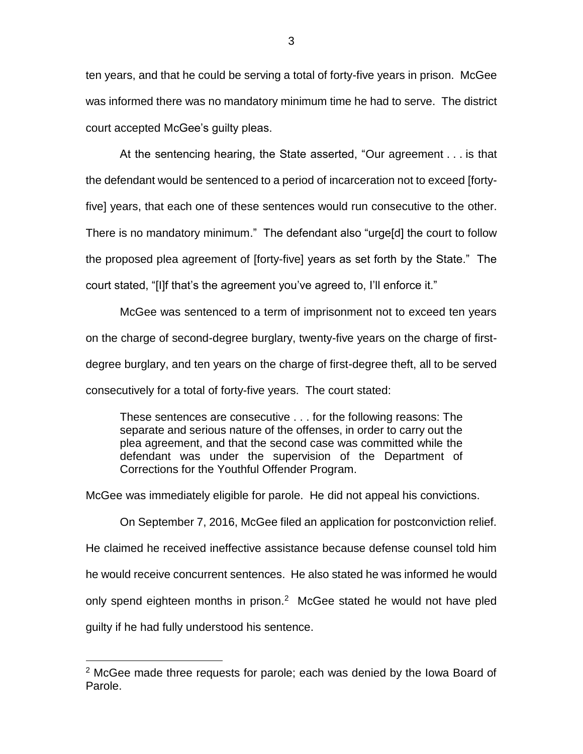ten years, and that he could be serving a total of forty-five years in prison. McGee was informed there was no mandatory minimum time he had to serve. The district court accepted McGee's guilty pleas.

At the sentencing hearing, the State asserted, "Our agreement . . . is that the defendant would be sentenced to a period of incarceration not to exceed [forty-five] years, that each one of these sentences would run consecutive to the other. There is no mandatory minimum." The defendant also "urge[d] the court to follow the proposed plea agreement of [forty-five] years as set forth by the State." The court stated, "[I]f that's the agreement you've agreed to, I'll enforce it."

McGee was sentenced to a term of imprisonment not to exceed ten years on the charge of second-degree burglary, twenty-five years on the charge of first-degree burglary, and ten years on the charge of first-degree theft, all to be served consecutively for a total of forty-five years. The court stated:

> These sentences are consecutive . . . for the following reasons: The separate and serious nature of the offenses, in order to carry out the plea agreement, and that the second case was committed while the defendant was under the supervision of the Department of Corrections for the Youthful Offender Program.

McGee was immediately eligible for parole. He did not appeal his convictions.

On September 7, 2016, McGee filed an application for postconviction relief. He claimed he received ineffective assistance because defense counsel told him he would receive concurrent sentences. He also stated he was informed he would only spend eighteen months in prison.[2] McGee stated he would not have pled guilty if he had fully understood his sentence.

[2] McGee made three requests for parole; each was denied by the Iowa Board of Parole.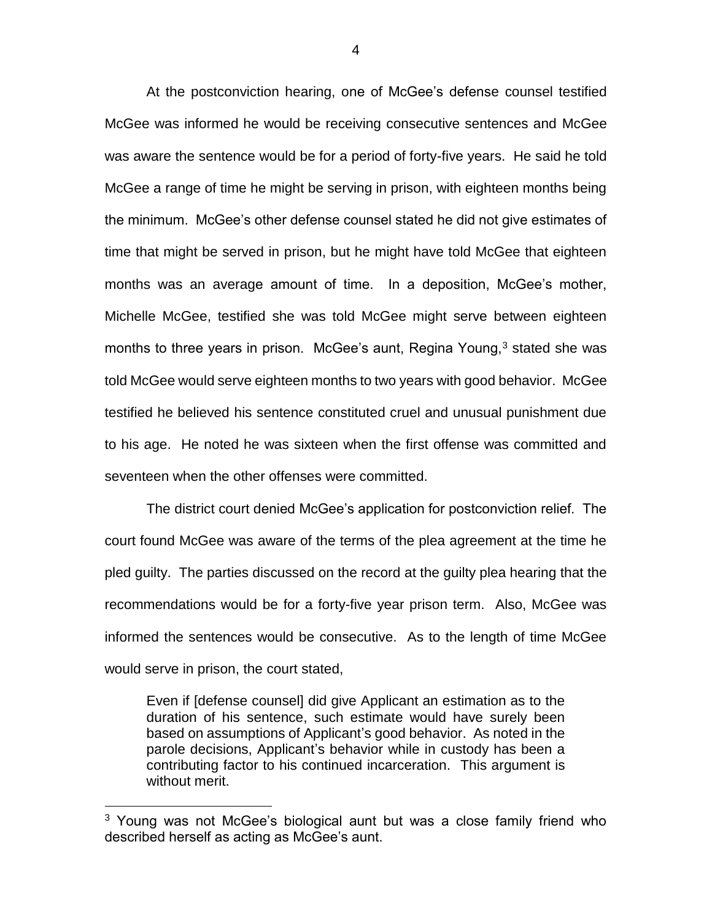At the postconviction hearing, one of McGee's defense counsel testified McGee was informed he would be receiving consecutive sentences and McGee was aware the sentence would be for a period of forty-five years. He said he told McGee a range of time he might be serving in prison, with eighteen months being the minimum. McGee's other defense counsel stated he did not give estimates of time that might be served in prison, but he might have told McGee that eighteen months was an average amount of time. In a deposition, McGee's mother, Michelle McGee, testified she was told McGee might serve between eighteen months to three years in prison. McGee's aunt, Regina Young,[3] stated she was told McGee would serve eighteen months to two years with good behavior. McGee testified he believed his sentence constituted cruel and unusual punishment due to his age. He noted he was sixteen when the first offense was committed and seventeen when the other offenses were committed.

The district court denied McGee's application for postconviction relief. The court found McGee was aware of the terms of the plea agreement at the time he pled guilty. The parties discussed on the record at the guilty plea hearing that the recommendations would be for a forty-five year prison term. Also, McGee was informed the sentences would be consecutive. As to the length of time McGee would serve in prison, the court stated,

> Even if [defense counsel] did give Applicant an estimation as to the duration of his sentence, such estimate would have surely been based on assumptions of Applicant's good behavior. As noted in the parole decisions, Applicant's behavior while in custody has been a contributing factor to his continued incarceration. This argument is without merit.

---

[3] Young was not McGee's biological aunt but was a close family friend who described herself as acting as McGee's aunt.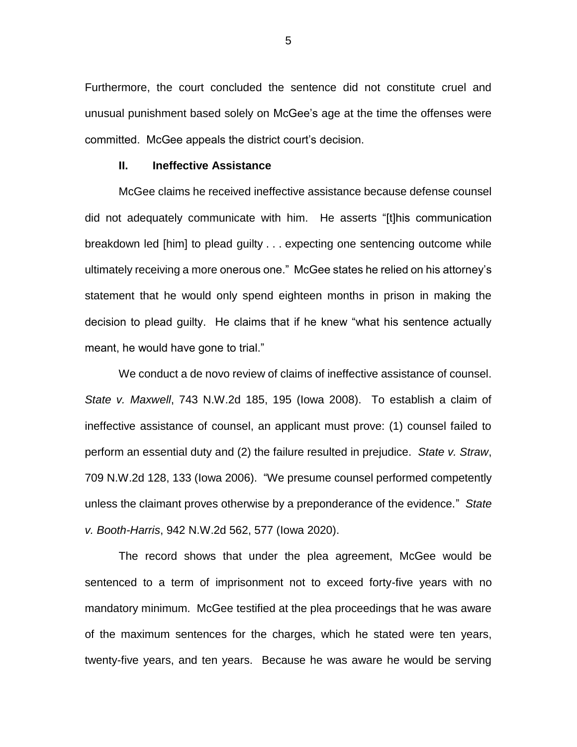Furthermore, the court concluded the sentence did not constitute cruel and unusual punishment based solely on McGee's age at the time the offenses were committed. McGee appeals the district court's decision.

## II. Ineffective Assistance

McGee claims he received ineffective assistance because defense counsel did not adequately communicate with him. He asserts "[t]his communication breakdown led [him] to plead guilty . . . expecting one sentencing outcome while ultimately receiving a more onerous one." McGee states he relied on his attorney's statement that he would only spend eighteen months in prison in making the decision to plead guilty. He claims that if he knew "what his sentence actually meant, he would have gone to trial."

We conduct a de novo review of claims of ineffective assistance of counsel. *State v. Maxwell*, 743 N.W.2d 185, 195 (Iowa 2008). To establish a claim of ineffective assistance of counsel, an applicant must prove: (1) counsel failed to perform an essential duty and (2) the failure resulted in prejudice. *State v. Straw*, 709 N.W.2d 128, 133 (Iowa 2006). "We presume counsel performed competently unless the claimant proves otherwise by a preponderance of the evidence." *State v. Booth-Harris*, 942 N.W.2d 562, 577 (Iowa 2020).

The record shows that under the plea agreement, McGee would be sentenced to a term of imprisonment not to exceed forty-five years with no mandatory minimum. McGee testified at the plea proceedings that he was aware of the maximum sentences for the charges, which he stated were ten years, twenty-five years, and ten years. Because he was aware he would be serving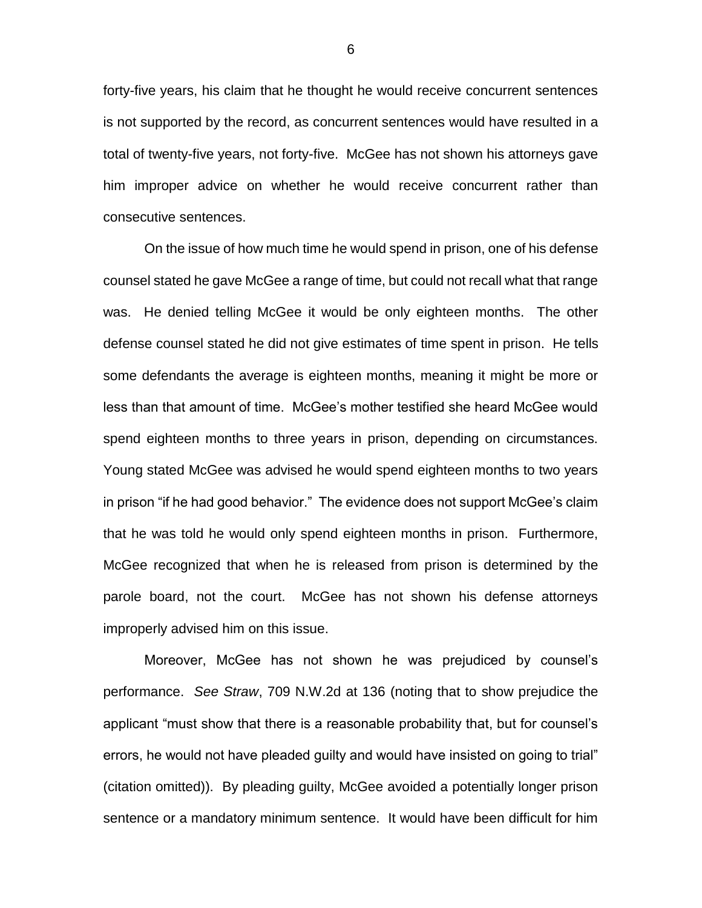forty-five years, his claim that he thought he would receive concurrent sentences is not supported by the record, as concurrent sentences would have resulted in a total of twenty-five years, not forty-five. McGee has not shown his attorneys gave him improper advice on whether he would receive concurrent rather than consecutive sentences.

On the issue of how much time he would spend in prison, one of his defense counsel stated he gave McGee a range of time, but could not recall what that range was. He denied telling McGee it would be only eighteen months. The other defense counsel stated he did not give estimates of time spent in prison. He tells some defendants the average is eighteen months, meaning it might be more or less than that amount of time. McGee's mother testified she heard McGee would spend eighteen months to three years in prison, depending on circumstances. Young stated McGee was advised he would spend eighteen months to two years in prison "if he had good behavior." The evidence does not support McGee's claim that he was told he would only spend eighteen months in prison. Furthermore, McGee recognized that when he is released from prison is determined by the parole board, not the court. McGee has not shown his defense attorneys improperly advised him on this issue.

Moreover, McGee has not shown he was prejudiced by counsel's performance. *See Straw*, 709 N.W.2d at 136 (noting that to show prejudice the applicant "must show that there is a reasonable probability that, but for counsel's errors, he would not have pleaded guilty and would have insisted on going to trial" (citation omitted)). By pleading guilty, McGee avoided a potentially longer prison sentence or a mandatory minimum sentence. It would have been difficult for him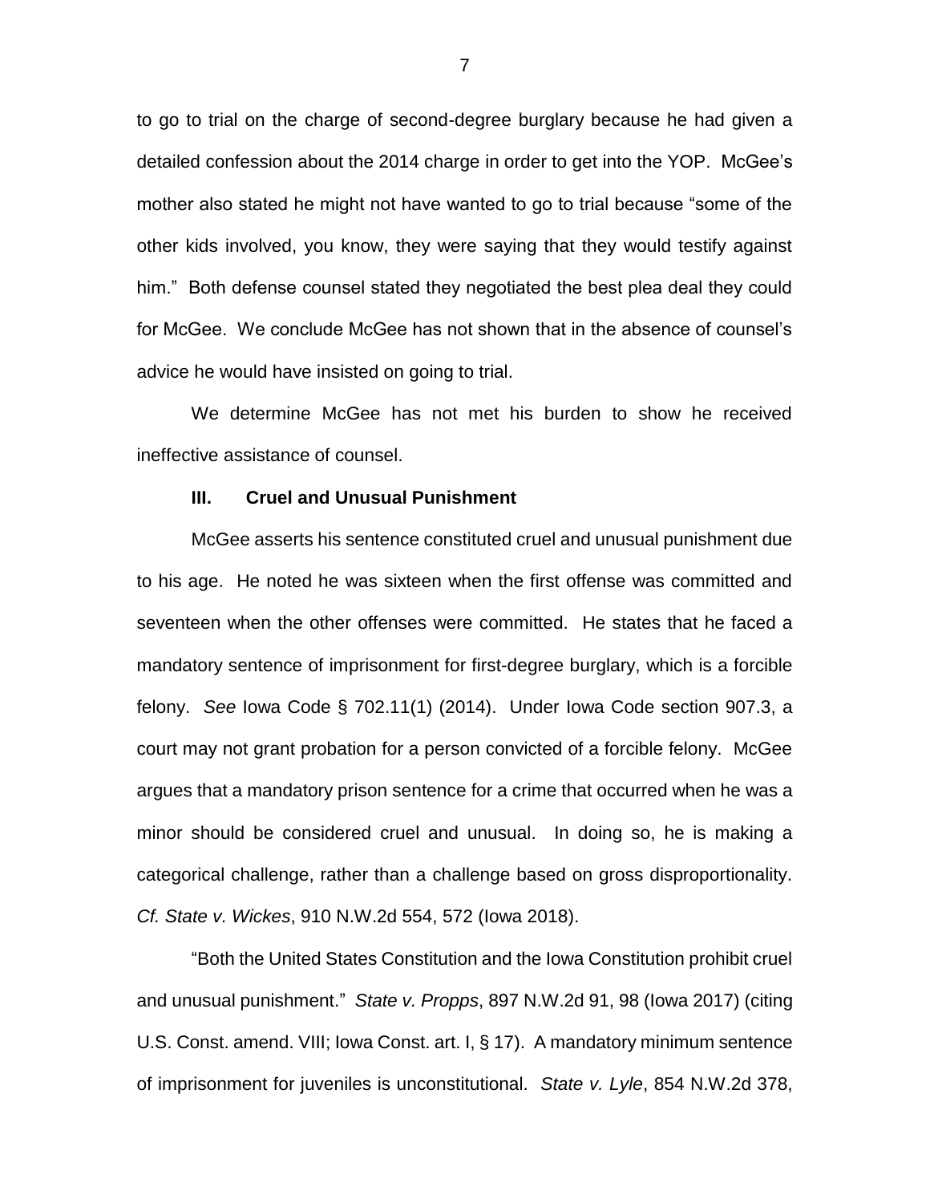to go to trial on the charge of second-degree burglary because he had given a detailed confession about the 2014 charge in order to get into the YOP. McGee's mother also stated he might not have wanted to go to trial because "some of the other kids involved, you know, they were saying that they would testify against him." Both defense counsel stated they negotiated the best plea deal they could for McGee. We conclude McGee has not shown that in the absence of counsel's advice he would have insisted on going to trial.

We determine McGee has not met his burden to show he received ineffective assistance of counsel.

## III. Cruel and Unusual Punishment

McGee asserts his sentence constituted cruel and unusual punishment due to his age. He noted he was sixteen when the first offense was committed and seventeen when the other offenses were committed. He states that he faced a mandatory sentence of imprisonment for first-degree burglary, which is a forcible felony. *See* Iowa Code § 702.11(1) (2014). Under Iowa Code section 907.3, a court may not grant probation for a person convicted of a forcible felony. McGee argues that a mandatory prison sentence for a crime that occurred when he was a minor should be considered cruel and unusual. In doing so, he is making a categorical challenge, rather than a challenge based on gross disproportionality. *Cf. State v. Wickes*, 910 N.W.2d 554, 572 (Iowa 2018).

"Both the United States Constitution and the Iowa Constitution prohibit cruel and unusual punishment." *State v. Propps*, 897 N.W.2d 91, 98 (Iowa 2017) (citing U.S. Const. amend. VIII; Iowa Const. art. I, § 17). A mandatory minimum sentence of imprisonment for juveniles is unconstitutional. *State v. Lyle*, 854 N.W.2d 378,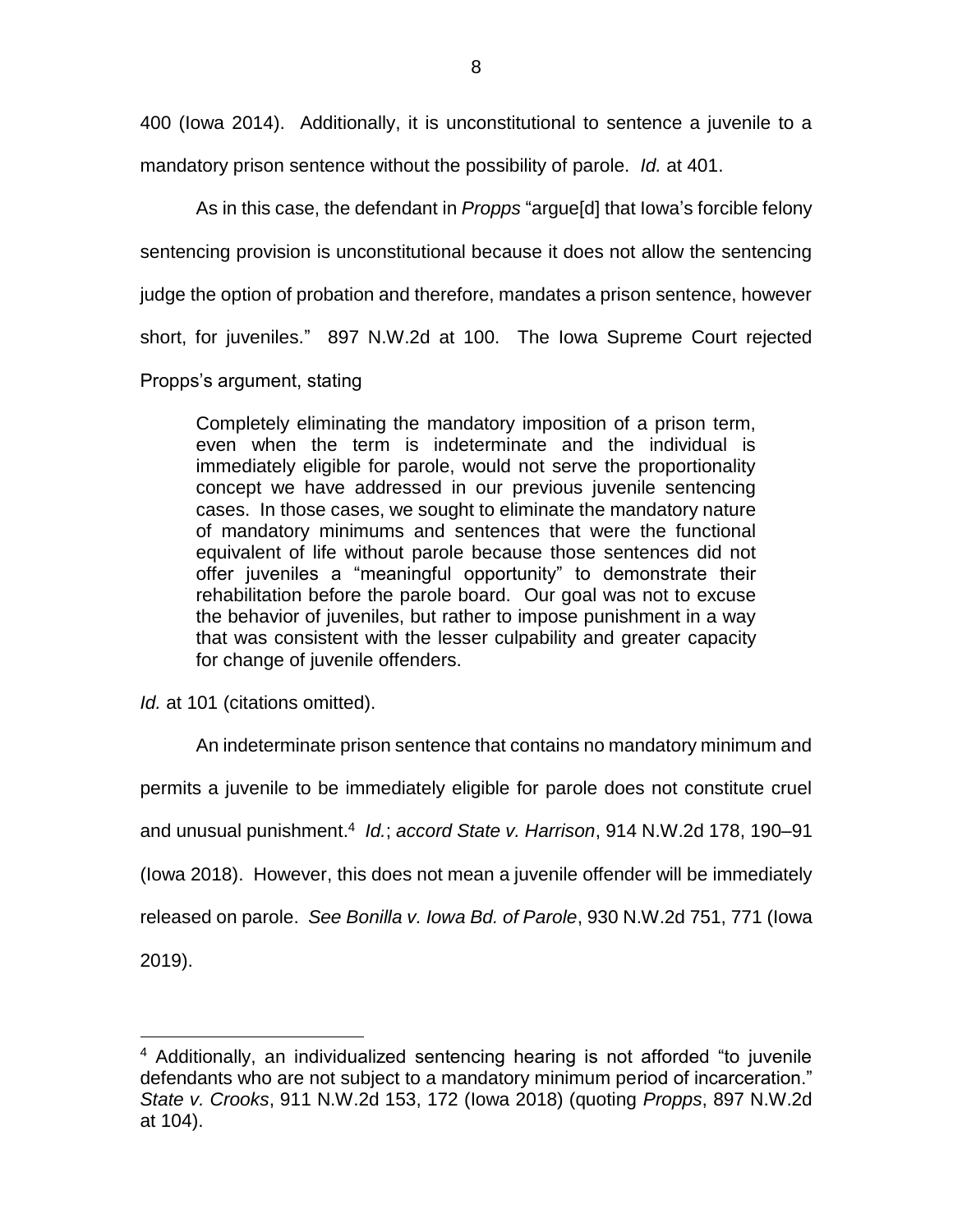400 (Iowa 2014). Additionally, it is unconstitutional to sentence a juvenile to a mandatory prison sentence without the possibility of parole. *Id.* at 401.

As in this case, the defendant in *Propps* "argue[d] that Iowa's forcible felony sentencing provision is unconstitutional because it does not allow the sentencing judge the option of probation and therefore, mandates a prison sentence, however short, for juveniles." 897 N.W.2d at 100. The Iowa Supreme Court rejected Propps's argument, stating

> Completely eliminating the mandatory imposition of a prison term, even when the term is indeterminate and the individual is immediately eligible for parole, would not serve the proportionality concept we have addressed in our previous juvenile sentencing cases. In those cases, we sought to eliminate the mandatory nature of mandatory minimums and sentences that were the functional equivalent of life without parole because those sentences did not offer juveniles a "meaningful opportunity" to demonstrate their rehabilitation before the parole board. Our goal was not to excuse the behavior of juveniles, but rather to impose punishment in a way that was consistent with the lesser culpability and greater capacity for change of juvenile offenders.

*Id.* at 101 (citations omitted).

An indeterminate prison sentence that contains no mandatory minimum and permits a juvenile to be immediately eligible for parole does not constitute cruel and unusual punishment.[4] *Id.*; *accord State v. Harrison*, 914 N.W.2d 178, 190–91 (Iowa 2018). However, this does not mean a juvenile offender will be immediately released on parole. *See Bonilla v. Iowa Bd. of Parole*, 930 N.W.2d 751, 771 (Iowa 2019).

---

[4] Additionally, an individualized sentencing hearing is not afforded "to juvenile defendants who are not subject to a mandatory minimum period of incarceration." *State v. Crooks*, 911 N.W.2d 153, 172 (Iowa 2018) (quoting *Propps*, 897 N.W.2d at 104).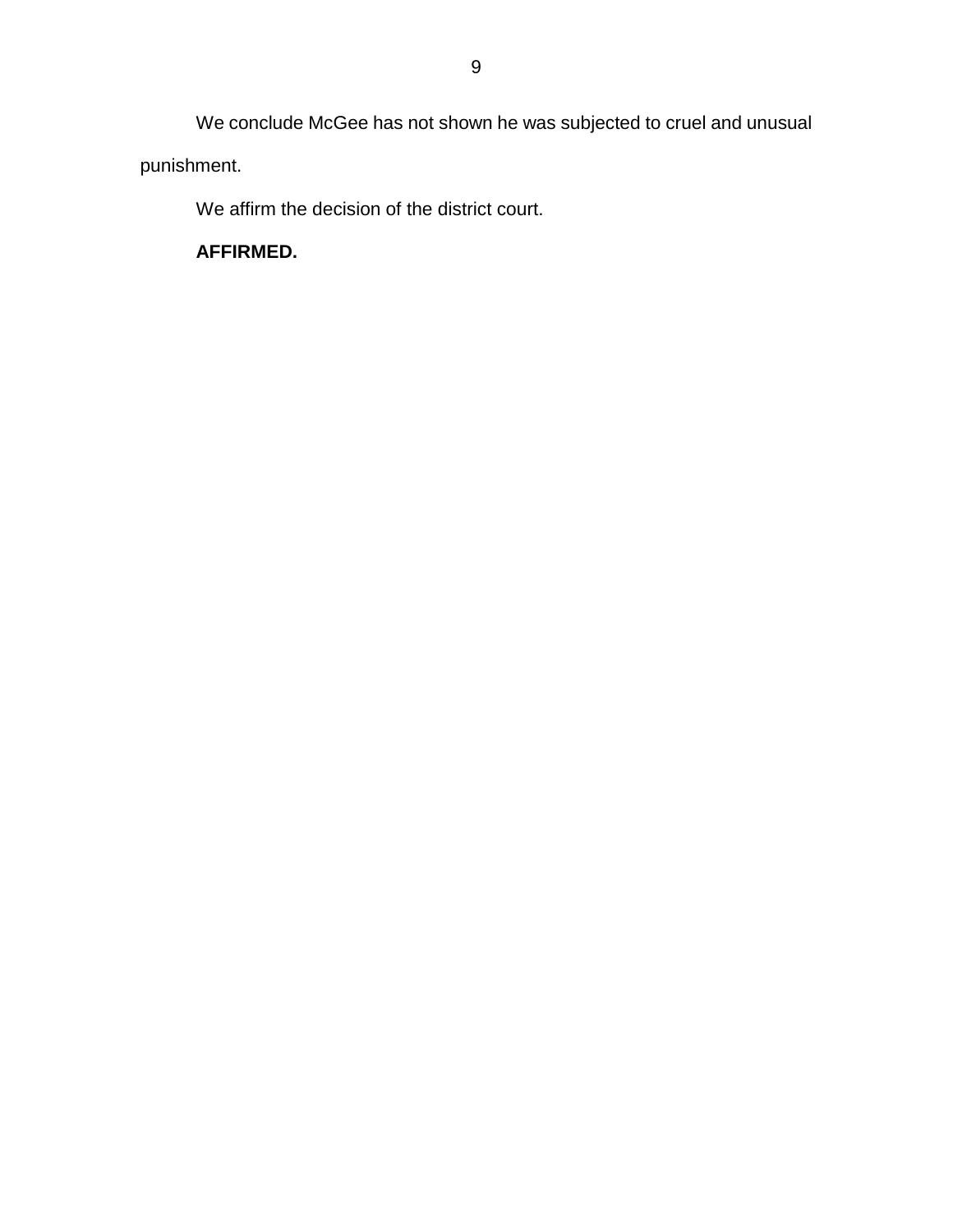We conclude McGee has not shown he was subjected to cruel and unusual punishment.

We affirm the decision of the district court.

**AFFIRMED.**